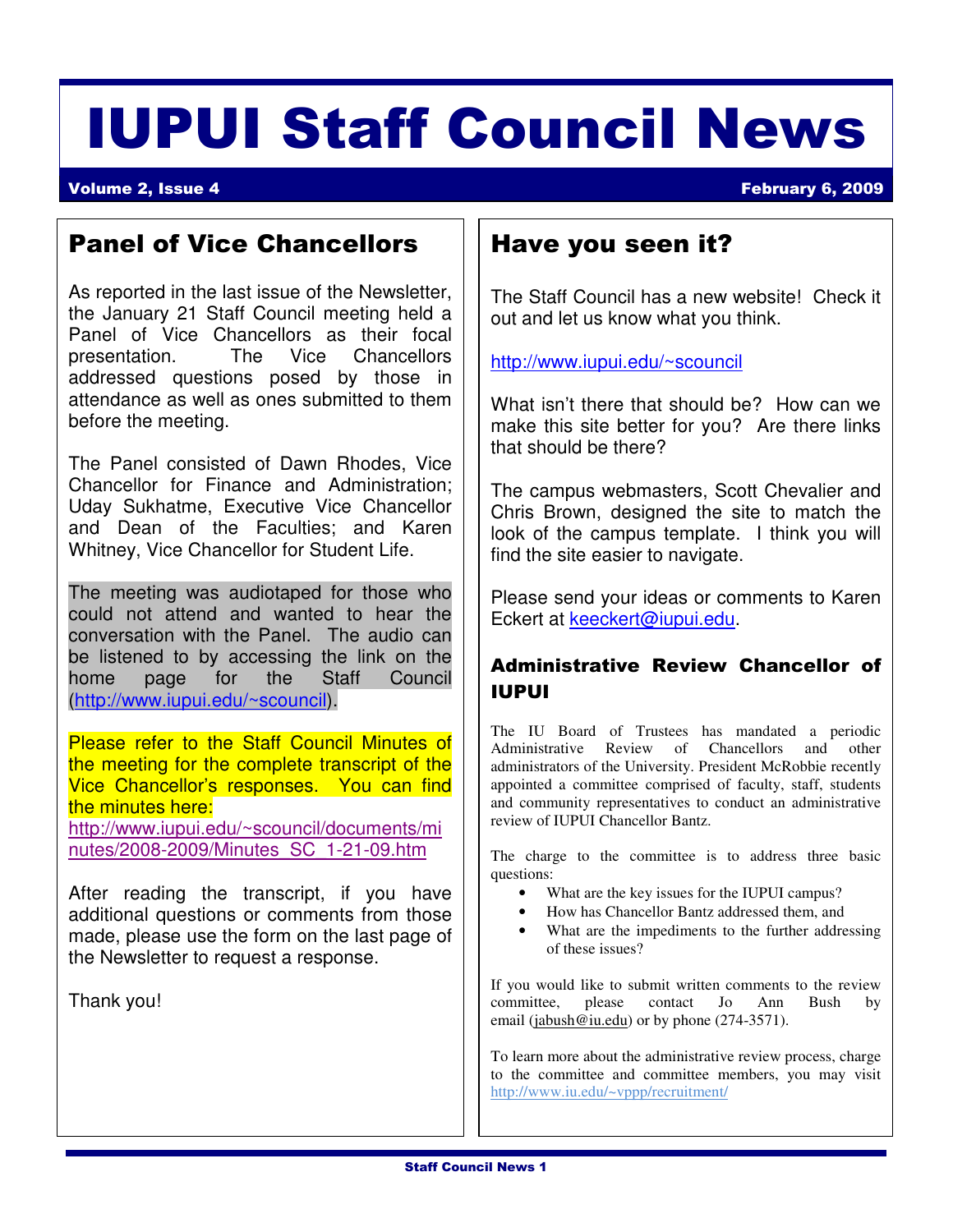# IUPUI Staff Council News

**Volume 2, Issue 4** **February 6, 2009**

## Panel of Vice Chancellors

As reported in the last issue of the Newsletter, the January 21 Staff Council meeting held a Panel of Vice Chancellors as their focal presentation. The Vice Chancellors addressed questions posed by those in attendance as well as ones submitted to them before the meeting.

The Panel consisted of Dawn Rhodes, Vice Chancellor for Finance and Administration; Uday Sukhatme, Executive Vice Chancellor and Dean of the Faculties; and Karen Whitney, Vice Chancellor for Student Life.

The meeting was audiotaped for those who could not attend and wanted to hear the conversation with the Panel. The audio can be listened to by accessing the link on the home page for the Staff Council (http://www.iupui.edu/~scouncil).

Please refer to the Staff Council Minutes of the meeting for the complete transcript of the Vice Chancellor's responses. You can find the minutes here:
http://www.iupui.edu/~scouncil/documents/minutes/2008-2009/Minutes_SC_1-21-09.htm

After reading the transcript, if you have additional questions or comments from those made, please use the form on the last page of the Newsletter to request a response.

Thank you!

## Have you seen it?

The Staff Council has a new website! Check it out and let us know what you think.

http://www.iupui.edu/~scouncil

What isn't there that should be? How can we make this site better for you? Are there links that should be there?

The campus webmasters, Scott Chevalier and Chris Brown, designed the site to match the look of the campus template. I think you will find the site easier to navigate.

Please send your ideas or comments to Karen Eckert at keeckert@iupui.edu.

### Administrative Review Chancellor of IUPUI

The IU Board of Trustees has mandated a periodic Administrative Review of Chancellors and other administrators of the University. President McRobbie recently appointed a committee comprised of faculty, staff, students and community representatives to conduct an administrative review of IUPUI Chancellor Bantz.

The charge to the committee is to address three basic questions:

- What are the key issues for the IUPUI campus?
- How has Chancellor Bantz addressed them, and
- What are the impediments to the further addressing of these issues?

If you would like to submit written comments to the review committee, please contact Jo Ann Bush by email (jabush@iu.edu) or by phone (274-3571).

To learn more about the administrative review process, charge to the committee and committee members, you may visit http://www.iu.edu/~vppp/recruitment/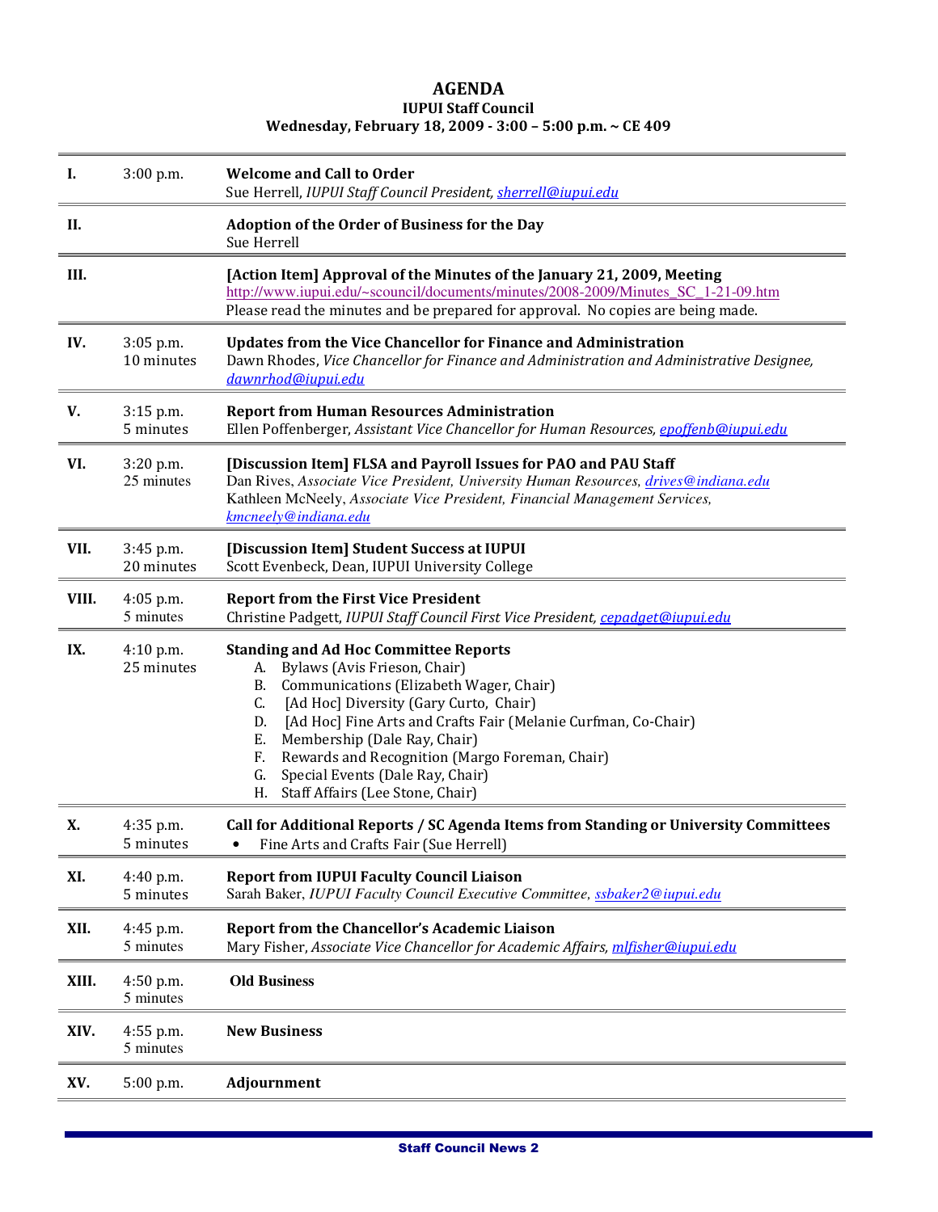# AGENDA

**IUPUI Staff Council**

**Wednesday, February 18, 2009 - 3:00 – 5:00 p.m. ~ CE 409**

| | | |
|---|---|---|
| **I.** | 3:00 p.m. | **Welcome and Call to Order**<br>Sue Herrell, *IUPUI Staff Council President, sherrell@iupui.edu* |
| **II.** | | **Adoption of the Order of Business for the Day**<br>Sue Herrell |
| **III.** | | **[Action Item] Approval of the Minutes of the January 21, 2009, Meeting**<br>http://www.iupui.edu/~scouncil/documents/minutes/2008-2009/Minutes_SC_1-21-09.htm<br>Please read the minutes and be prepared for approval. No copies are being made. |
| **IV.** | 3:05 p.m.<br>10 minutes | **Updates from the Vice Chancellor for Finance and Administration**<br>Dawn Rhodes, *Vice Chancellor for Finance and Administration and Administrative Designee, dawnrhod@iupui.edu* |
| **V.** | 3:15 p.m.<br>5 minutes | **Report from Human Resources Administration**<br>Ellen Poffenberger, *Assistant Vice Chancellor for Human Resources, epoffenb@iupui.edu* |
| **VI.** | 3:20 p.m.<br>25 minutes | **[Discussion Item] FLSA and Payroll Issues for PAO and PAU Staff**<br>Dan Rives, *Associate Vice President, University Human Resources, drives@indiana.edu*<br>Kathleen McNeely, *Associate Vice President, Financial Management Services, kmcneely@indiana.edu* |
| **VII.** | 3:45 p.m.<br>20 minutes | **[Discussion Item] Student Success at IUPUI**<br>Scott Evenbeck, Dean, IUPUI University College |
| **VIII.** | 4:05 p.m.<br>5 minutes | **Report from the First Vice President**<br>Christine Padgett, *IUPUI Staff Council First Vice President, cepadget@iupui.edu* |
| **IX.** | 4:10 p.m.<br>25 minutes | **Standing and Ad Hoc Committee Reports**<br>A. Bylaws (Avis Frieson, Chair)<br>B. Communications (Elizabeth Wager, Chair)<br>C. [Ad Hoc] Diversity (Gary Curto, Chair)<br>D. [Ad Hoc] Fine Arts and Crafts Fair (Melanie Curfman, Co-Chair)<br>E. Membership (Dale Ray, Chair)<br>F. Rewards and Recognition (Margo Foreman, Chair)<br>G. Special Events (Dale Ray, Chair)<br>H. Staff Affairs (Lee Stone, Chair) |
| **X.** | 4:35 p.m.<br>5 minutes | **Call for Additional Reports / SC Agenda Items from Standing or University Committees**<br>• Fine Arts and Crafts Fair (Sue Herrell) |
| **XI.** | 4:40 p.m.<br>5 minutes | **Report from IUPUI Faculty Council Liaison**<br>Sarah Baker, *IUPUI Faculty Council Executive Committee, ssbaker2@iupui.edu* |
| **XII.** | 4:45 p.m.<br>5 minutes | **Report from the Chancellor's Academic Liaison**<br>Mary Fisher, *Associate Vice Chancellor for Academic Affairs, mlfisher@iupui.edu* |
| **XIII.** | 4:50 p.m.<br>5 minutes | **Old Business** |
| **XIV.** | 4:55 p.m.<br>5 minutes | **New Business** |
| **XV.** | 5:00 p.m. | **Adjournment** |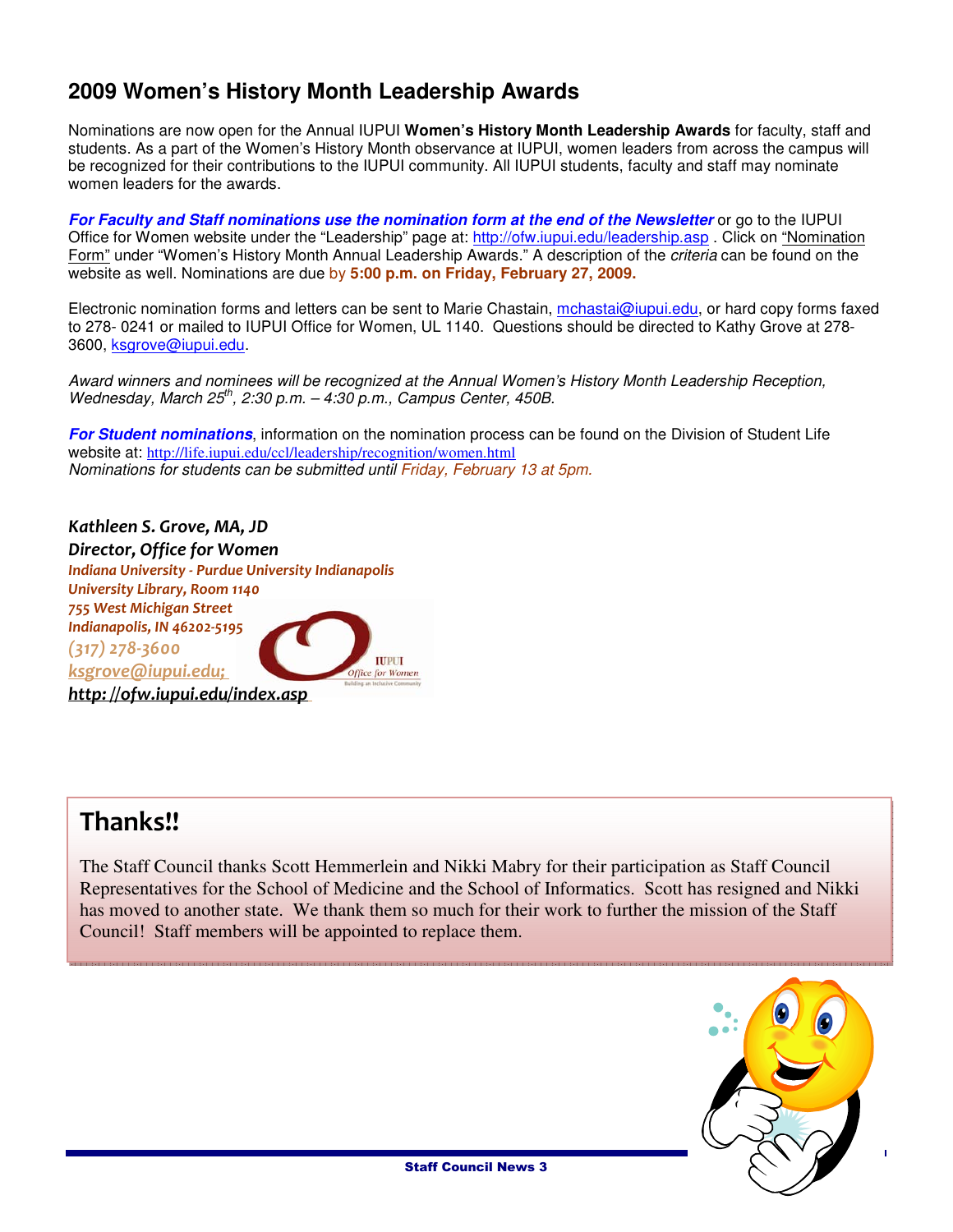## 2009 Women's History Month Leadership Awards

Nominations are now open for the Annual IUPUI **Women's History Month Leadership Awards** for faculty, staff and students. As a part of the Women's History Month observance at IUPUI, women leaders from across the campus will be recognized for their contributions to the IUPUI community. All IUPUI students, faculty and staff may nominate women leaders for the awards.

***For Faculty and Staff nominations use the nomination form at the end of the Newsletter*** or go to the IUPUI Office for Women website under the "Leadership" page at: http://ofw.iupui.edu/leadership.asp . Click on "Nomination Form" under "Women's History Month Annual Leadership Awards." A description of the *criteria* can be found on the website as well. Nominations are due by **5:00 p.m. on Friday, February 27, 2009.**

Electronic nomination forms and letters can be sent to Marie Chastain, mchastai@iupui.edu, or hard copy forms faxed to 278- 0241 or mailed to IUPUI Office for Women, UL 1140. Questions should be directed to Kathy Grove at 278-3600, ksgrove@iupui.edu.

*Award winners and nominees will be recognized at the Annual Women's History Month Leadership Reception, Wednesday, March 25th, 2:30 p.m. – 4:30 p.m., Campus Center, 450B.*

***For Student nominations***, information on the nomination process can be found on the Division of Student Life website at: http://life.iupui.edu/ccl/leadership/recognition/women.html
*Nominations for students can be submitted until Friday, February 13 at 5pm.*

***Kathleen S. Grove, MA, JD***
***Director, Office for Women***
***Indiana University - Purdue University Indianapolis***
***University Library, Room 1140***
***755 West Michigan Street***
***Indianapolis, IN 46202-5195***
*(317) 278-3600*
*ksgrove@iupui.edu;*
***http://ofw.iupui.edu/index.asp***

## Thanks!!

The Staff Council thanks Scott Hemmerlein and Nikki Mabry for their participation as Staff Council Representatives for the School of Medicine and the School of Informatics. Scott has resigned and Nikki has moved to another state. We thank them so much for their work to further the mission of the Staff Council! Staff members will be appointed to replace them.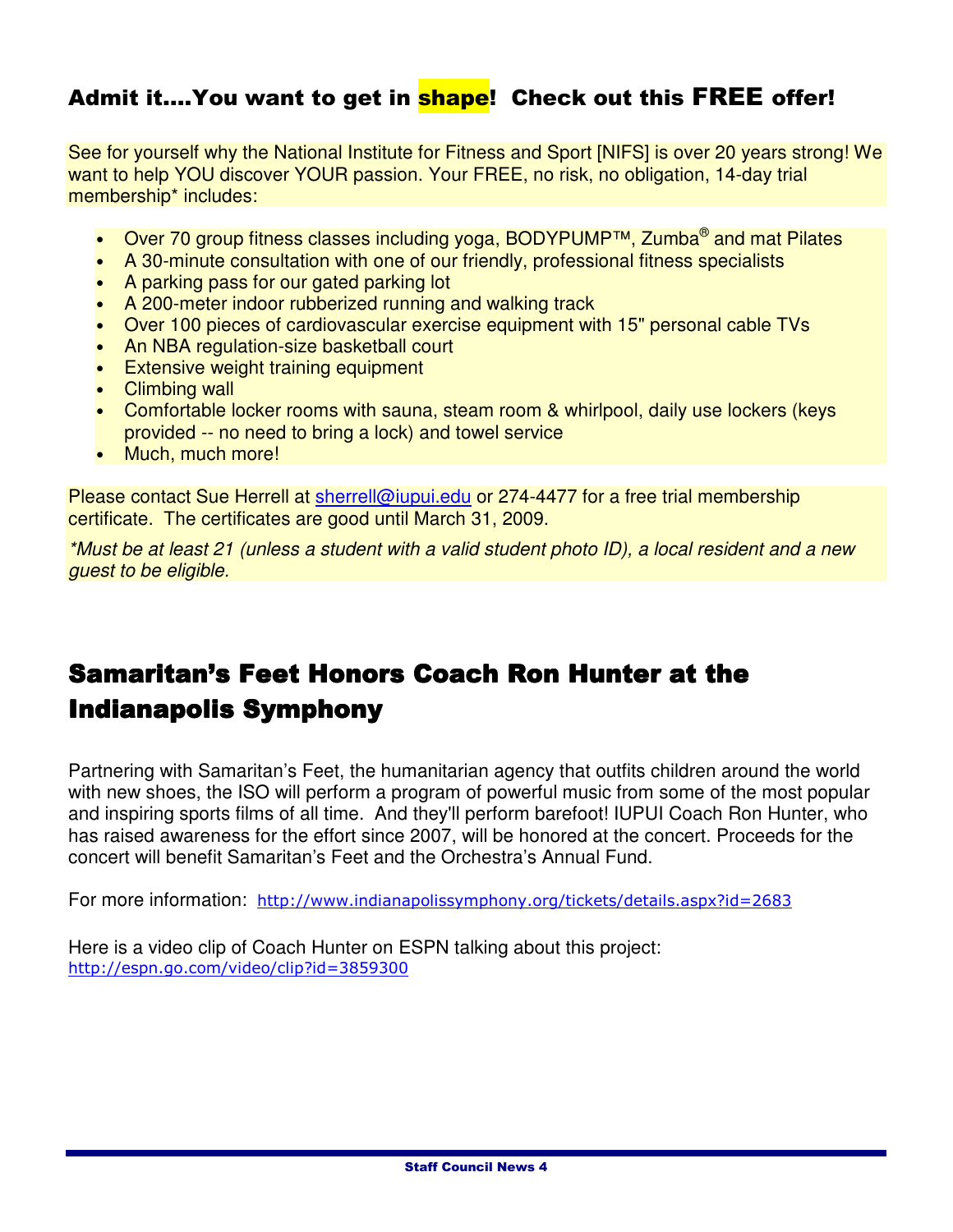## Admit it....You want to get in shape! Check out this FREE offer!

See for yourself why the National Institute for Fitness and Sport [NIFS] is over 20 years strong! We want to help YOU discover YOUR passion. Your FREE, no risk, no obligation, 14-day trial membership* includes:

- Over 70 group fitness classes including yoga, BODYPUMP™, Zumba® and mat Pilates
- A 30-minute consultation with one of our friendly, professional fitness specialists
- A parking pass for our gated parking lot
- A 200-meter indoor rubberized running and walking track
- Over 100 pieces of cardiovascular exercise equipment with 15" personal cable TVs
- An NBA regulation-size basketball court
- Extensive weight training equipment
- Climbing wall
- Comfortable locker rooms with sauna, steam room & whirlpool, daily use lockers (keys provided -- no need to bring a lock) and towel service
- Much, much more!

Please contact Sue Herrell at sherrell@iupui.edu or 274-4477 for a free trial membership certificate. The certificates are good until March 31, 2009.

*\*Must be at least 21 (unless a student with a valid student photo ID), a local resident and a new guest to be eligible.*

## Samaritan's Feet Honors Coach Ron Hunter at the Indianapolis Symphony

Partnering with Samaritan's Feet, the humanitarian agency that outfits children around the world with new shoes, the ISO will perform a program of powerful music from some of the most popular and inspiring sports films of all time. And they'll perform barefoot! IUPUI Coach Ron Hunter, who has raised awareness for the effort since 2007, will be honored at the concert. Proceeds for the concert will benefit Samaritan's Feet and the Orchestra's Annual Fund.

For more information: http://www.indianapolissymphony.org/tickets/details.aspx?id=2683

Here is a video clip of Coach Hunter on ESPN talking about this project:
http://espn.go.com/video/clip?id=3859300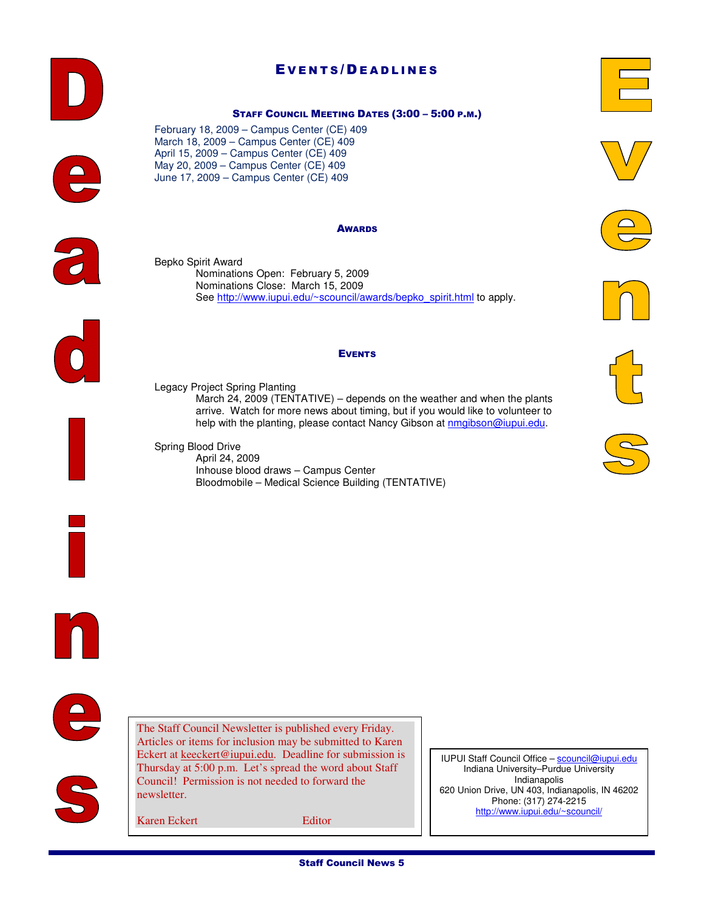# Events/Deadlines

### Staff Council Meeting Dates (3:00 – 5:00 p.m.)

February 18, 2009 – Campus Center (CE) 409
March 18, 2009 – Campus Center (CE) 409
April 15, 2009 – Campus Center (CE) 409
May 20, 2009 – Campus Center (CE) 409
June 17, 2009 – Campus Center (CE) 409

### Awards

Bepko Spirit Award

Nominations Open: February 5, 2009
Nominations Close: March 15, 2009
See http://www.iupui.edu/~scouncil/awards/bepko_spirit.html to apply.

### Events

Legacy Project Spring Planting

March 24, 2009 (TENTATIVE) – depends on the weather and when the plants arrive. Watch for more news about timing, but if you would like to volunteer to help with the planting, please contact Nancy Gibson at nmgibson@iupui.edu.

Spring Blood Drive

April 24, 2009
Inhouse blood draws – Campus Center
Bloodmobile – Medical Science Building (TENTATIVE)

The Staff Council Newsletter is published every Friday. Articles or items for inclusion may be submitted to Karen Eckert at keeckert@iupui.edu. Deadline for submission is Thursday at 5:00 p.m. Let's spread the word about Staff Council! Permission is not needed to forward the newsletter.

Karen Eckert — Editor

IUPUI Staff Council Office – scouncil@iupui.edu
Indiana University–Purdue University Indianapolis
620 Union Drive, UN 403, Indianapolis, IN 46202
Phone: (317) 274-2215
http://www.iupui.edu/~scouncil/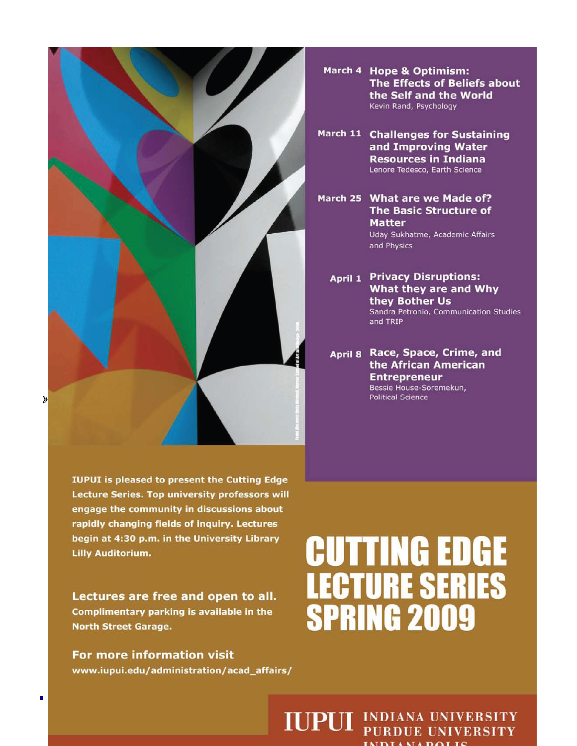# CUTTING EDGE LECTURE SERIES SPRING 2009

**March 4** — **Hope & Optimism: The Effects of Beliefs about the Self and the World**
Kevin Rand, Psychology

**March 11** — **Challenges for Sustaining and Improving Water Resources in Indiana**
Lenore Tedesco, Earth Science

**March 25** — **What are we Made of? The Basic Structure of Matter**
Uday Sukhatme, Academic Affairs and Physics

**April 1** — **Privacy Disruptions: What they are and Why they Bother Us**
Sandra Petronio, Communication Studies and TRIP

**April 8** — **Race, Space, Crime, and the African American Entrepreneur**
Bessie House-Soremekun, Political Science

**IUPUI is pleased to present the Cutting Edge Lecture Series. Top university professors will engage the community in discussions about rapidly changing fields of inquiry. Lectures begin at 4:30 p.m. in the University Library Lilly Auditorium.**

**Lectures are free and open to all.**
**Complimentary parking is available in the North Street Garage.**

**For more information visit**
**www.iupui.edu/administration/acad_affairs/**

**IUPUI** INDIANA UNIVERSITY PURDUE UNIVERSITY INDIANAPOLIS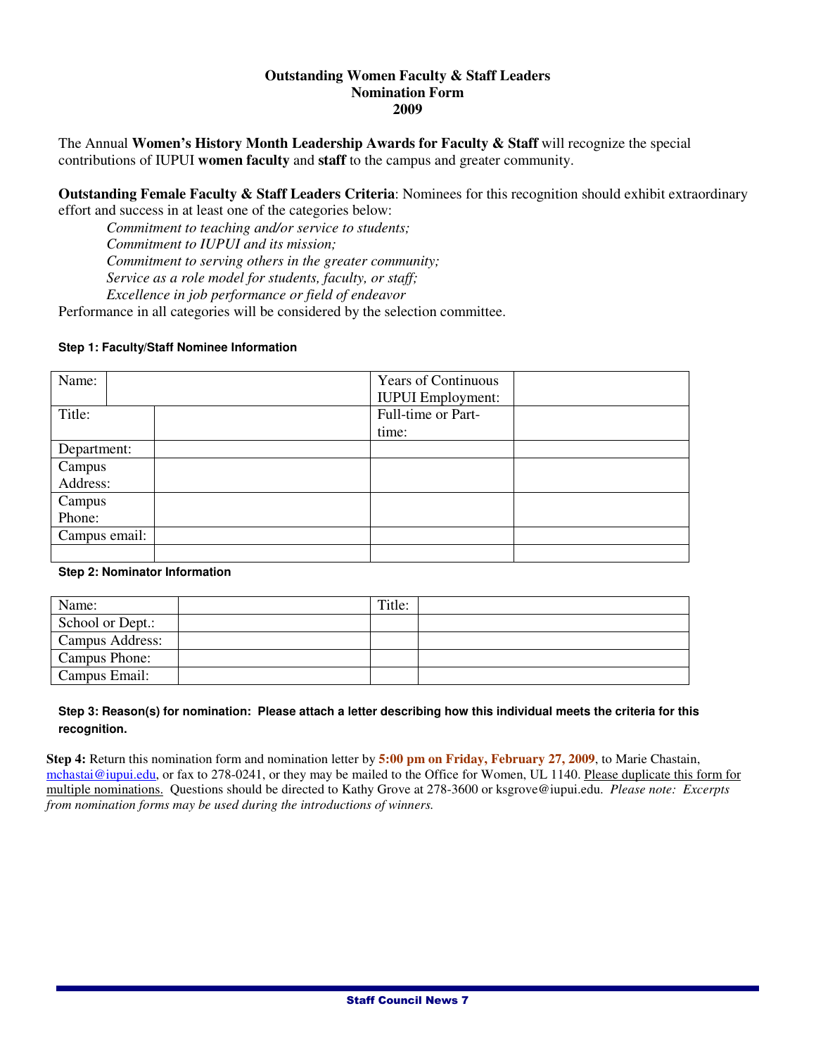# Outstanding Women Faculty & Staff Leaders
## Nomination Form
## 2009

The Annual **Women's History Month Leadership Awards for Faculty & Staff** will recognize the special contributions of IUPUI **women faculty** and **staff** to the campus and greater community.

**Outstanding Female Faculty & Staff Leaders Criteria**: Nominees for this recognition should exhibit extraordinary effort and success in at least one of the categories below:

*Commitment to teaching and/or service to students;*
*Commitment to IUPUI and its mission;*
*Commitment to serving others in the greater community;*
*Service as a role model for students, faculty, or staff;*
*Excellence in job performance or field of endeavor*

Performance in all categories will be considered by the selection committee.

**Step 1: Faculty/Staff Nominee Information**

| Name: | | Years of Continuous IUPUI Employment: | |
|---|---|---|---|
| Title: | | Full-time or Part-time: | |
| Department: | | | |
| Campus Address: | | | |
| Campus Phone: | | | |
| Campus email: | | | |
| | | | |

**Step 2: Nominator Information**

| Name: | | Title: | |
|---|---|---|---|
| School or Dept.: | | | |
| Campus Address: | | | |
| Campus Phone: | | | |
| Campus Email: | | | |

**Step 3: Reason(s) for nomination: Please attach a letter describing how this individual meets the criteria for this recognition.**

**Step 4:** Return this nomination form and nomination letter by **5:00 pm on Friday, February 27, 2009**, to Marie Chastain, mchastai@iupui.edu, or fax to 278-0241, or they may be mailed to the Office for Women, UL 1140. Please duplicate this form for multiple nominations. Questions should be directed to Kathy Grove at 278-3600 or ksgrove@iupui.edu. *Please note: Excerpts from nomination forms may be used during the introductions of winners.*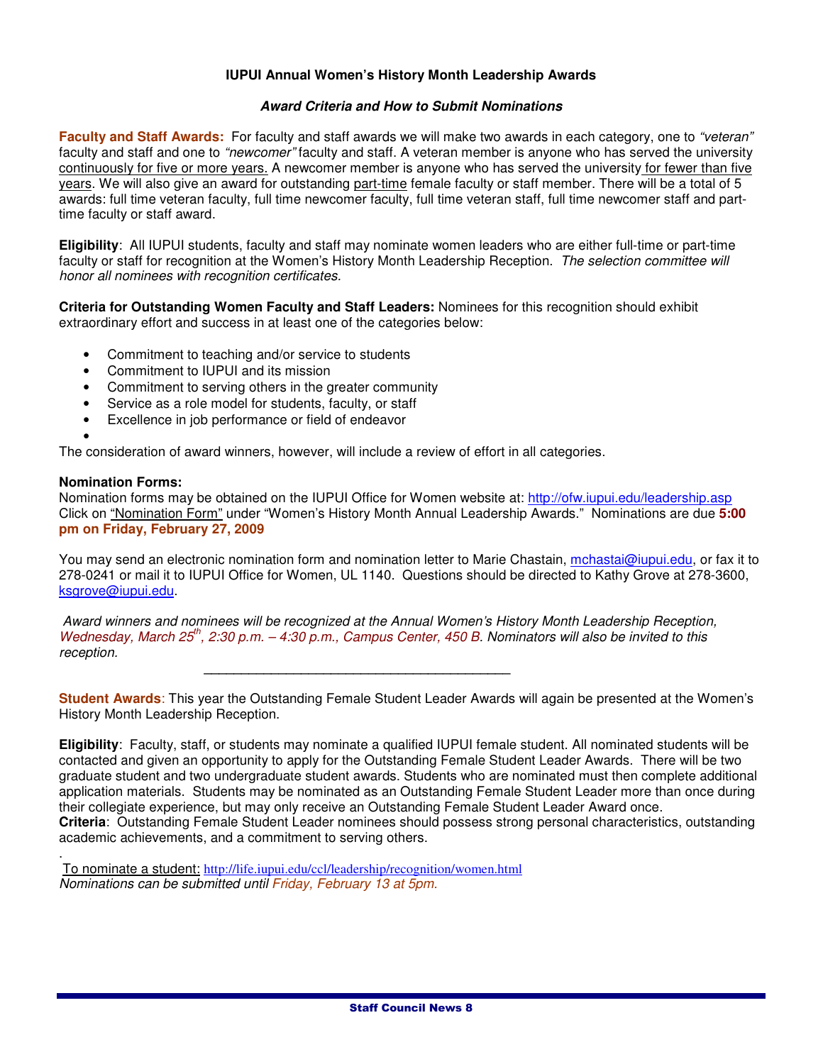## IUPUI Annual Women's History Month Leadership Awards

### *Award Criteria and How to Submit Nominations*

**Faculty and Staff Awards:** For faculty and staff awards we will make two awards in each category, one to *"veteran"* faculty and staff and one to *"newcomer"* faculty and staff. A veteran member is anyone who has served the university continuously for five or more years. A newcomer member is anyone who has served the university for fewer than five years. We will also give an award for outstanding part-time female faculty or staff member. There will be a total of 5 awards: full time veteran faculty, full time newcomer faculty, full time veteran staff, full time newcomer staff and part-time faculty or staff award.

**Eligibility**: All IUPUI students, faculty and staff may nominate women leaders who are either full-time or part-time faculty or staff for recognition at the Women's History Month Leadership Reception. *The selection committee will honor all nominees with recognition certificates.*

**Criteria for Outstanding Women Faculty and Staff Leaders:** Nominees for this recognition should exhibit extraordinary effort and success in at least one of the categories below:

- Commitment to teaching and/or service to students
- Commitment to IUPUI and its mission
- Commitment to serving others in the greater community
- Service as a role model for students, faculty, or staff
- Excellence in job performance or field of endeavor

The consideration of award winners, however, will include a review of effort in all categories.

**Nomination Forms:**
Nomination forms may be obtained on the IUPUI Office for Women website at: http://ofw.iupui.edu/leadership.asp Click on "Nomination Form" under "Women's History Month Annual Leadership Awards." Nominations are due **5:00 pm on Friday, February 27, 2009**

You may send an electronic nomination form and nomination letter to Marie Chastain, mchastai@iupui.edu, or fax it to 278-0241 or mail it to IUPUI Office for Women, UL 1140. Questions should be directed to Kathy Grove at 278-3600, ksgrove@iupui.edu.

*Award winners and nominees will be recognized at the Annual Women's History Month Leadership Reception, Wednesday, March 25th, 2:30 p.m. – 4:30 p.m., Campus Center, 450 B. Nominators will also be invited to this reception.*

---

**Student Awards**: This year the Outstanding Female Student Leader Awards will again be presented at the Women's History Month Leadership Reception.

**Eligibility**: Faculty, staff, or students may nominate a qualified IUPUI female student. All nominated students will be contacted and given an opportunity to apply for the Outstanding Female Student Leader Awards. There will be two graduate student and two undergraduate student awards. Students who are nominated must then complete additional application materials. Students may be nominated as an Outstanding Female Student Leader more than once during their collegiate experience, but may only receive an Outstanding Female Student Leader Award once.
**Criteria**: Outstanding Female Student Leader nominees should possess strong personal characteristics, outstanding academic achievements, and a commitment to serving others.

To nominate a student: http://life.iupui.edu/ccl/leadership/recognition/women.html
*Nominations can be submitted until Friday, February 13 at 5pm.*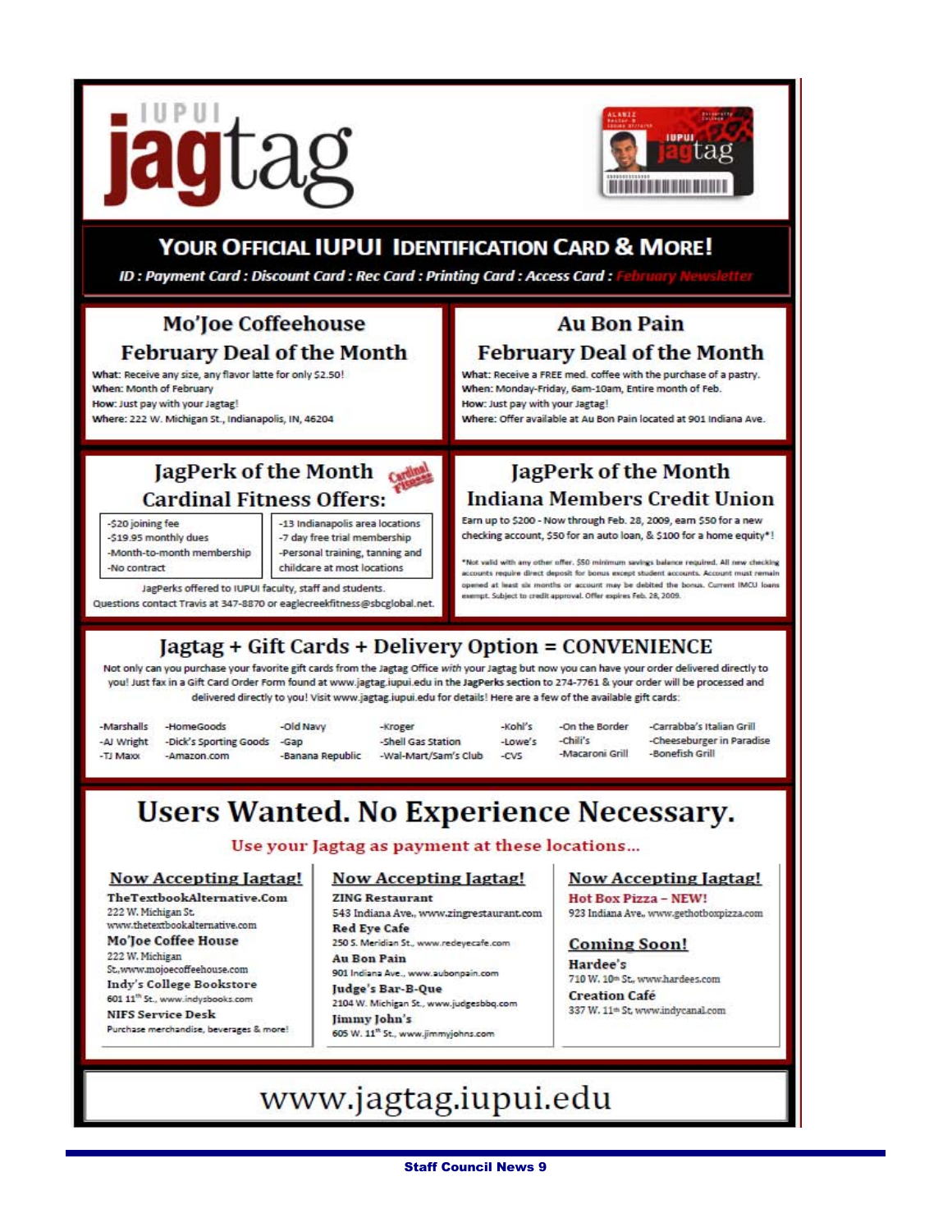# IUPUI jagtag

## YOUR OFFICIAL IUPUI IDENTIFICATION CARD & MORE!

*ID : Payment Card : Discount Card : Rec Card : Printing Card : Access Card : February Newsletter*

### Mo'Joe Coffeehouse February Deal of the Month

**What:** Receive any size, any flavor latte for only $2.50!
**When:** Month of February
**How:** Just pay with your Jagtag!
**Where:** 222 W. Michigan St., Indianapolis, IN, 46204

### Au Bon Pain February Deal of the Month

**What:** Receive a FREE med. coffee with the purchase of a pastry.
**When:** Monday-Friday, 6am-10am, Entire month of Feb.
**How:** Just pay with your Jagtag!
**Where:** Offer available at Au Bon Pain located at 901 Indiana Ave.

### JagPerk of the Month Cardinal Fitness Offers:

- $20 joining fee
- $19.95 monthly dues
- Month-to-month membership
- No contract

- 13 Indianapolis area locations
- 7 day free trial membership
- Personal training, tanning and childcare at most locations

JagPerks offered to IUPUI faculty, staff and students.
Questions contact Travis at 347-8870 or eaglecreekfitness@sbcglobal.net.

### JagPerk of the Month Indiana Members Credit Union

Earn up to $200 - Now through Feb. 28, 2009, earn $50 for a new checking account, $50 for an auto loan, & $100 for a home equity*!

*Not valid with any other offer. $50 minimum savings balance required. All new checking accounts require direct deposit for bonus except student accounts. Account must remain opened at least six months or account may be debited the bonus. Current IMCU loans exempt. Subject to credit approval. Offer expires Feb. 28, 2009.

### Jagtag + Gift Cards + Delivery Option = CONVENIENCE

Not only can you purchase your favorite gift cards from the Jagtag Office *with* your Jagtag but now you can have your order delivered directly to you! Just fax in a Gift Card Order Form found at www.jagtag.iupui.edu in the JagPerks section to 274-7761 & your order will be processed and delivered directly to you! Visit www.jagtag.iupui.edu for details! Here are a few of the available gift cards:

- Marshalls
- AJ Wright
- TJ Maxx
- HomeGoods
- Dick's Sporting Goods
- Amazon.com
- Old Navy
- Gap
- Banana Republic
- Kroger
- Shell Gas Station
- Wal-Mart/Sam's Club
- Kohl's
- Lowe's
- CVS
- On the Border
- Chili's
- Macaroni Grill
- Carrabba's Italian Grill
- Cheeseburger in Paradise
- Bonefish Grill

## Users Wanted. No Experience Necessary.

Use your Jagtag as payment at these locations...

### Now Accepting Jagtag!

**TheTextbookAlternative.Com**
222 W. Michigan St. www.thetextbookalternative.com

**Mo'Joe Coffee House**
222 W. Michigan St., www.mojoecoffeehouse.com

**Indy's College Bookstore**
601 11th St., www.indysbooks.com

**NIFS Service Desk**
Purchase merchandise, beverages & more!

### Now Accepting Jagtag!

**ZING Restaurant**
543 Indiana Ave., www.zingrestaurant.com

**Red Eye Cafe**
250 S. Meridian St., www.redeyecafe.com

**Au Bon Pain**
901 Indiana Ave., www.aubonpain.com

**Judge's Bar-B-Que**
2104 W. Michigan St., www.judgesbbq.com

**Jimmy John's**
605 W. 11th St., www.jimmyjohns.com

### Now Accepting Jagtag!

**Hot Box Pizza – NEW!**
923 Indiana Ave., www.gethotboxpizza.com

### Coming Soon!

**Hardee's**
710 W. 10th St., www.hardees.com

**Creation Café**
337 W. 11th St. www.indycanal.com

www.jagtag.iupui.edu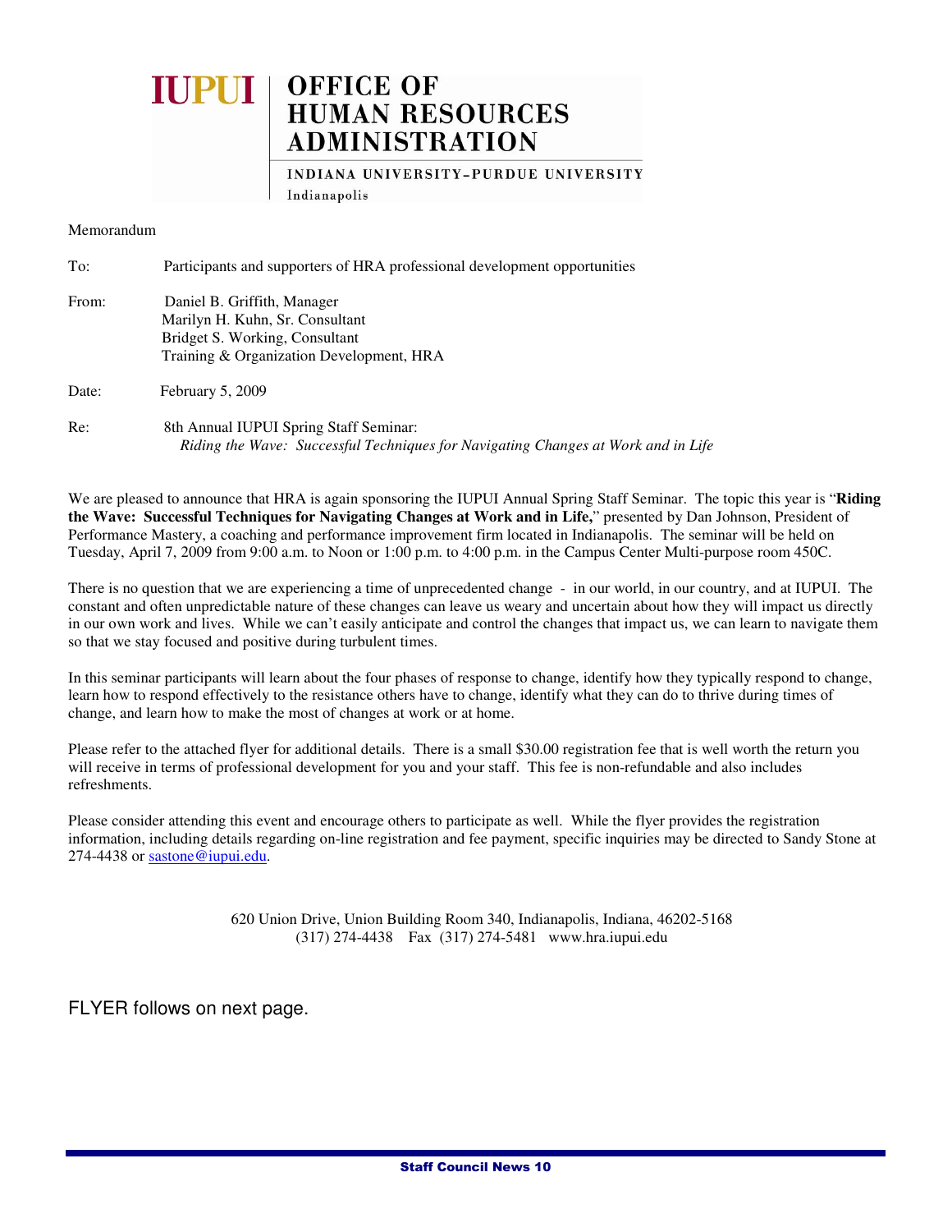**IUPUI** | **OFFICE OF HUMAN RESOURCES ADMINISTRATION**

INDIANA UNIVERSITY–PURDUE UNIVERSITY
Indianapolis

Memorandum

To: Participants and supporters of HRA professional development opportunities

From: Daniel B. Griffith, Manager
Marilyn H. Kuhn, Sr. Consultant
Bridget S. Working, Consultant
Training & Organization Development, HRA

Date: February 5, 2009

Re: 8th Annual IUPUI Spring Staff Seminar:
*Riding the Wave: Successful Techniques for Navigating Changes at Work and in Life*

We are pleased to announce that HRA is again sponsoring the IUPUI Annual Spring Staff Seminar. The topic this year is "**Riding the Wave: Successful Techniques for Navigating Changes at Work and in Life,**" presented by Dan Johnson, President of Performance Mastery, a coaching and performance improvement firm located in Indianapolis. The seminar will be held on Tuesday, April 7, 2009 from 9:00 a.m. to Noon or 1:00 p.m. to 4:00 p.m. in the Campus Center Multi-purpose room 450C.

There is no question that we are experiencing a time of unprecedented change - in our world, in our country, and at IUPUI. The constant and often unpredictable nature of these changes can leave us weary and uncertain about how they will impact us directly in our own work and lives. While we can't easily anticipate and control the changes that impact us, we can learn to navigate them so that we stay focused and positive during turbulent times.

In this seminar participants will learn about the four phases of response to change, identify how they typically respond to change, learn how to respond effectively to the resistance others have to change, identify what they can do to thrive during times of change, and learn how to make the most of changes at work or at home.

Please refer to the attached flyer for additional details. There is a small $30.00 registration fee that is well worth the return you will receive in terms of professional development for you and your staff. This fee is non-refundable and also includes refreshments.

Please consider attending this event and encourage others to participate as well. While the flyer provides the registration information, including details regarding on-line registration and fee payment, specific inquiries may be directed to Sandy Stone at 274-4438 or sastone@iupui.edu.

620 Union Drive, Union Building Room 340, Indianapolis, Indiana, 46202-5168
(317) 274-4438 Fax (317) 274-5481 www.hra.iupui.edu

FLYER follows on next page.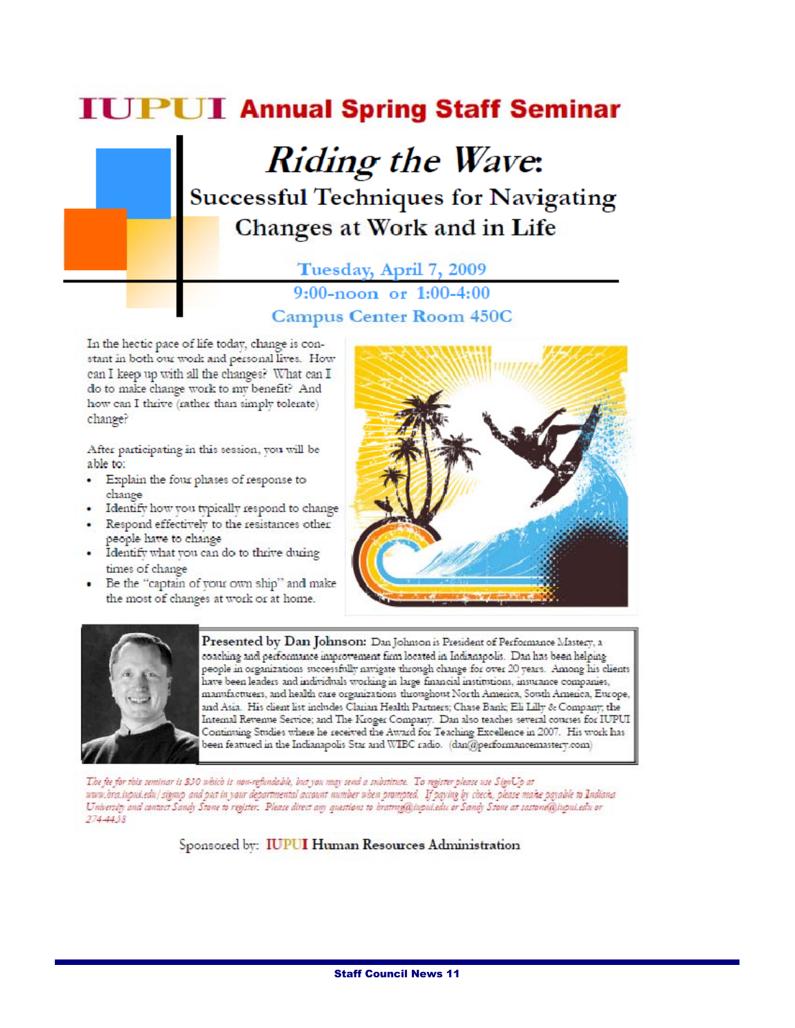# IUPUI Annual Spring Staff Seminar

## *Riding the Wave*:

### Successful Techniques for Navigating Changes at Work and in Life

**Tuesday, April 7, 2009**

**9:00-noon or 1:00-4:00**

**Campus Center Room 450C**

In the hectic pace of life today, change is constant in both our work and personal lives. How can I keep up with all the changes? What can I do to make change work to my benefit? And how can I thrive (rather than simply tolerate) change?

After participating in this session, you will be able to:

- Explain the four phases of response to change
- Identify how you typically respond to change
- Respond effectively to the resistances other people have to change
- Identify what you can do to thrive during times of change
- Be the "captain of your own ship" and make the most of changes at work or at home.

**Presented by Dan Johnson:** Dan Johnson is President of Performance Mastery, a coaching and performance improvement firm located in Indianapolis. Dan has been helping people in organizations successfully navigate through change for over 20 years. Among his clients have been leaders and individuals working in large financial institutions, insurance companies, manufacturers, and health care organizations throughout North America, South America, Europe, and Asia. His client list includes Clarian Health Partners; Chase Bank; Eli Lilly & Company; the Internal Revenue Service; and The Kroger Company. Dan also teaches several courses for IUPUI Continuing Studies where he received the Award for Teaching Excellence in 2007. His work has been featured in the Indianapolis Star and WIBC radio. (dan@performancemastery.com)

*The fee for this seminar is $30 which is non-refundable, but you may send a substitute. To register please use SignUp at www.hra.iupui.edu/signup and put in your departmental account number when prompted. If paying by check, please make payable to Indiana University and contact Sandy Stone to register. Please direct any questions to hrattng@iupui.edu or Sandy Stone at sastone@iupui.edu or 274-4438*

Sponsored by: IUPUI Human Resources Administration

Staff Council News 11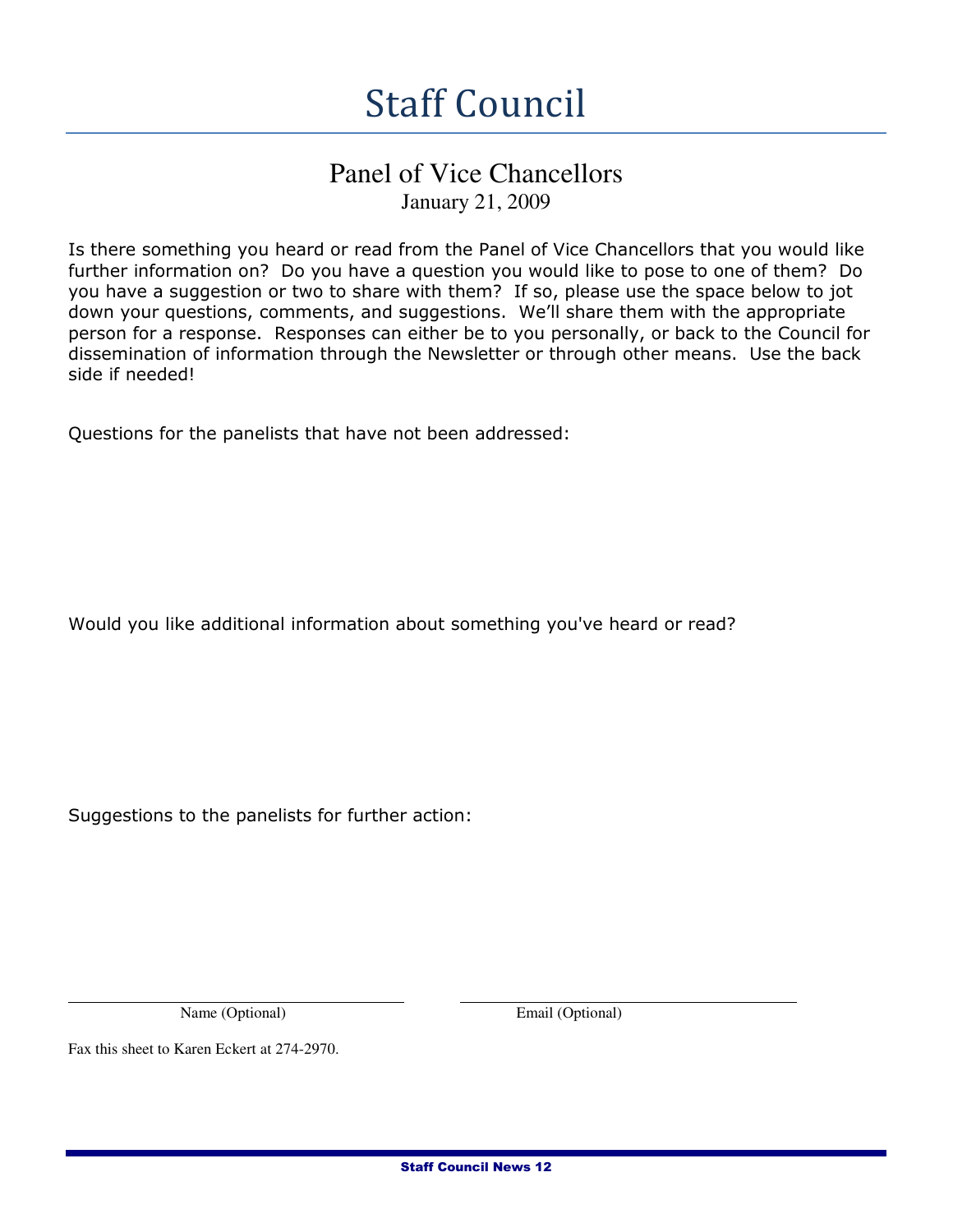# Staff Council

## Panel of Vice Chancellors

January 21, 2009

Is there something you heard or read from the Panel of Vice Chancellors that you would like further information on? Do you have a question you would like to pose to one of them? Do you have a suggestion or two to share with them? If so, please use the space below to jot down your questions, comments, and suggestions. We'll share them with the appropriate person for a response. Responses can either be to you personally, or back to the Council for dissemination of information through the Newsletter or through other means. Use the back side if needed!

Questions for the panelists that have not been addressed:

Would you like additional information about something you've heard or read?

Suggestions to the panelists for further action:

Name (Optional) Email (Optional)

Fax this sheet to Karen Eckert at 274-2970.